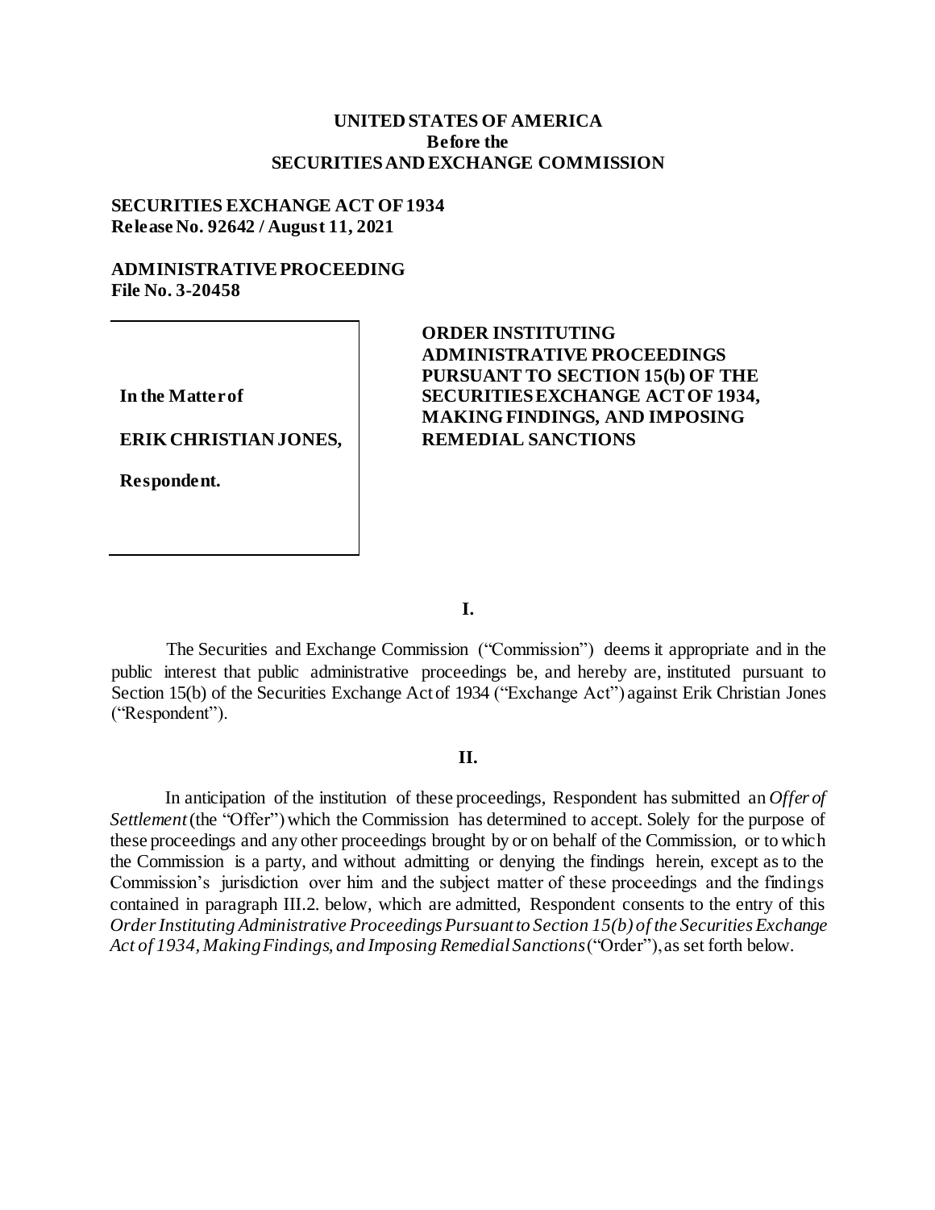**UNITED STATES OF AMERICA**
**Before the**
**SECURITIES AND EXCHANGE COMMISSION**

**SECURITIES EXCHANGE ACT OF 1934**
**Release No. 92642 / August 11, 2021**

**ADMINISTRATIVE PROCEEDING**
**File No. 3-20458**

| | |
|---|---|
| **In the Matter of**<br><br>**ERIK CHRISTIAN JONES,**<br><br>**Respondent.** | **ORDER INSTITUTING ADMINISTRATIVE PROCEEDINGS PURSUANT TO SECTION 15(b) OF THE SECURITIES EXCHANGE ACT OF 1934, MAKING FINDINGS, AND IMPOSING REMEDIAL SANCTIONS** |

## I.

The Securities and Exchange Commission ("Commission") deems it appropriate and in the public interest that public administrative proceedings be, and hereby are, instituted pursuant to Section 15(b) of the Securities Exchange Act of 1934 ("Exchange Act") against Erik Christian Jones ("Respondent").

## II.

In anticipation of the institution of these proceedings, Respondent has submitted an *Offer of Settlement* (the "Offer") which the Commission has determined to accept. Solely for the purpose of these proceedings and any other proceedings brought by or on behalf of the Commission, or to which the Commission is a party, and without admitting or denying the findings herein, except as to the Commission's jurisdiction over him and the subject matter of these proceedings and the findings contained in paragraph III.2. below, which are admitted, Respondent consents to the entry of this *Order Instituting Administrative Proceedings Pursuant to Section 15(b) of the Securities Exchange Act of 1934, Making Findings, and Imposing Remedial Sanctions* ("Order"), as set forth below.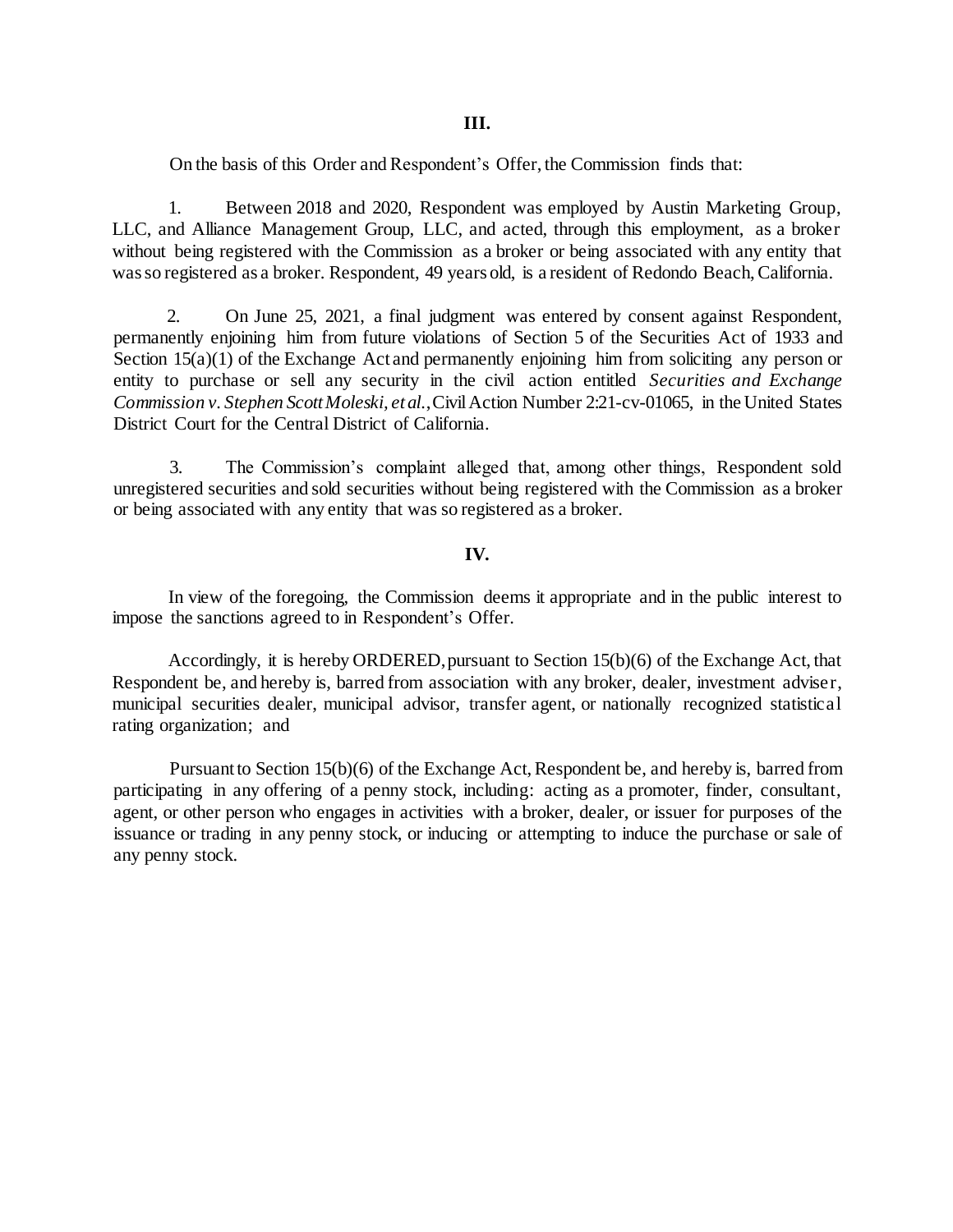## III.

On the basis of this Order and Respondent's Offer, the Commission finds that:

1. Between 2018 and 2020, Respondent was employed by Austin Marketing Group, LLC, and Alliance Management Group, LLC, and acted, through this employment, as a broker without being registered with the Commission as a broker or being associated with any entity that was so registered as a broker. Respondent, 49 years old, is a resident of Redondo Beach, California.

2. On June 25, 2021, a final judgment was entered by consent against Respondent, permanently enjoining him from future violations of Section 5 of the Securities Act of 1933 and Section 15(a)(1) of the Exchange Act and permanently enjoining him from soliciting any person or entity to purchase or sell any security in the civil action entitled *Securities and Exchange Commission v. Stephen Scott Moleski, et al.*, Civil Action Number 2:21-cv-01065, in the United States District Court for the Central District of California.

3. The Commission's complaint alleged that, among other things, Respondent sold unregistered securities and sold securities without being registered with the Commission as a broker or being associated with any entity that was so registered as a broker.

## IV.

In view of the foregoing, the Commission deems it appropriate and in the public interest to impose the sanctions agreed to in Respondent's Offer.

Accordingly, it is hereby ORDERED, pursuant to Section 15(b)(6) of the Exchange Act, that Respondent be, and hereby is, barred from association with any broker, dealer, investment adviser, municipal securities dealer, municipal advisor, transfer agent, or nationally recognized statistical rating organization; and

Pursuant to Section 15(b)(6) of the Exchange Act, Respondent be, and hereby is, barred from participating in any offering of a penny stock, including: acting as a promoter, finder, consultant, agent, or other person who engages in activities with a broker, dealer, or issuer for purposes of the issuance or trading in any penny stock, or inducing or attempting to induce the purchase or sale of any penny stock.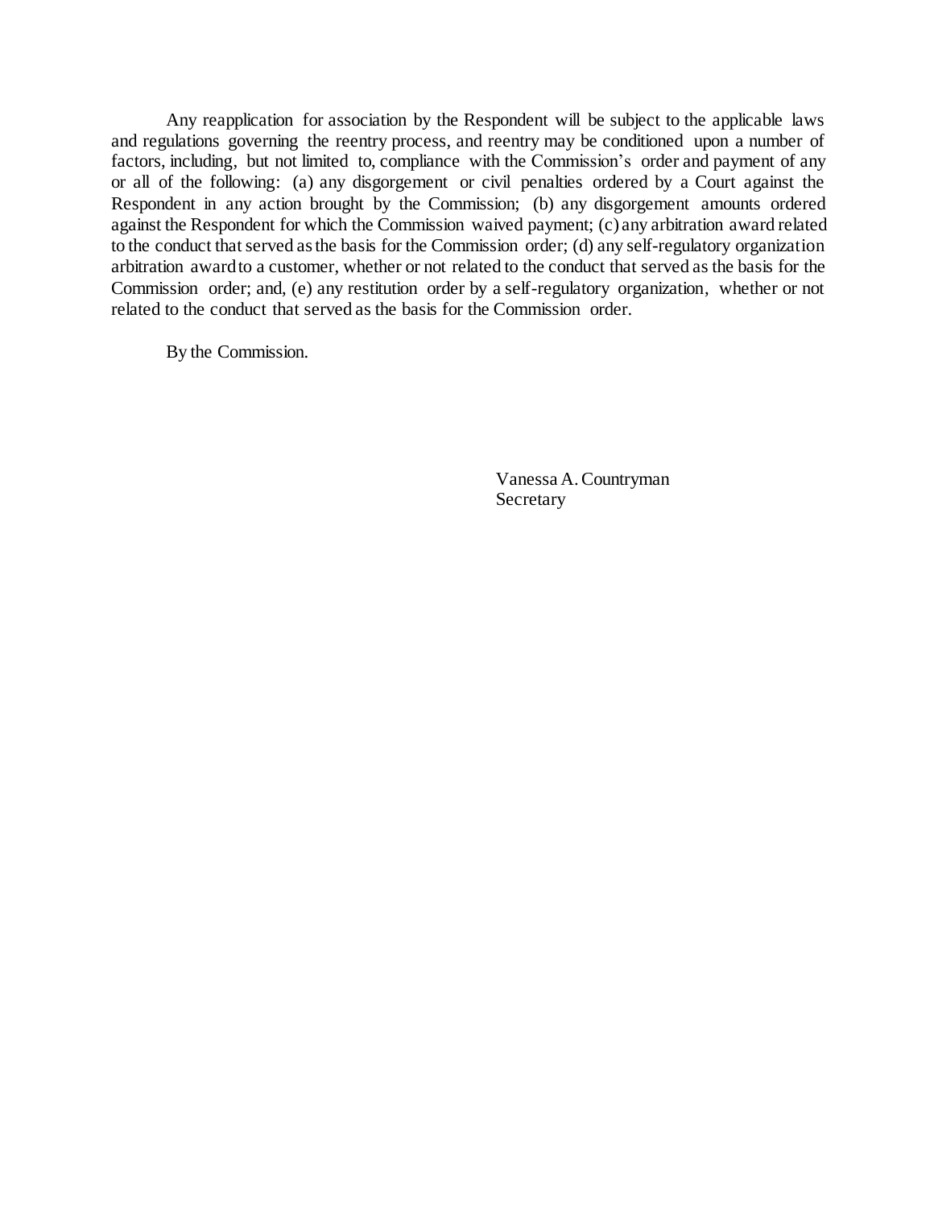Any reapplication for association by the Respondent will be subject to the applicable laws and regulations governing the reentry process, and reentry may be conditioned upon a number of factors, including, but not limited to, compliance with the Commission's order and payment of any or all of the following: (a) any disgorgement or civil penalties ordered by a Court against the Respondent in any action brought by the Commission; (b) any disgorgement amounts ordered against the Respondent for which the Commission waived payment; (c) any arbitration award related to the conduct that served as the basis for the Commission order; (d) any self-regulatory organization arbitration award to a customer, whether or not related to the conduct that served as the basis for the Commission order; and, (e) any restitution order by a self-regulatory organization, whether or not related to the conduct that served as the basis for the Commission order.

By the Commission.

Vanessa A. Countryman
Secretary